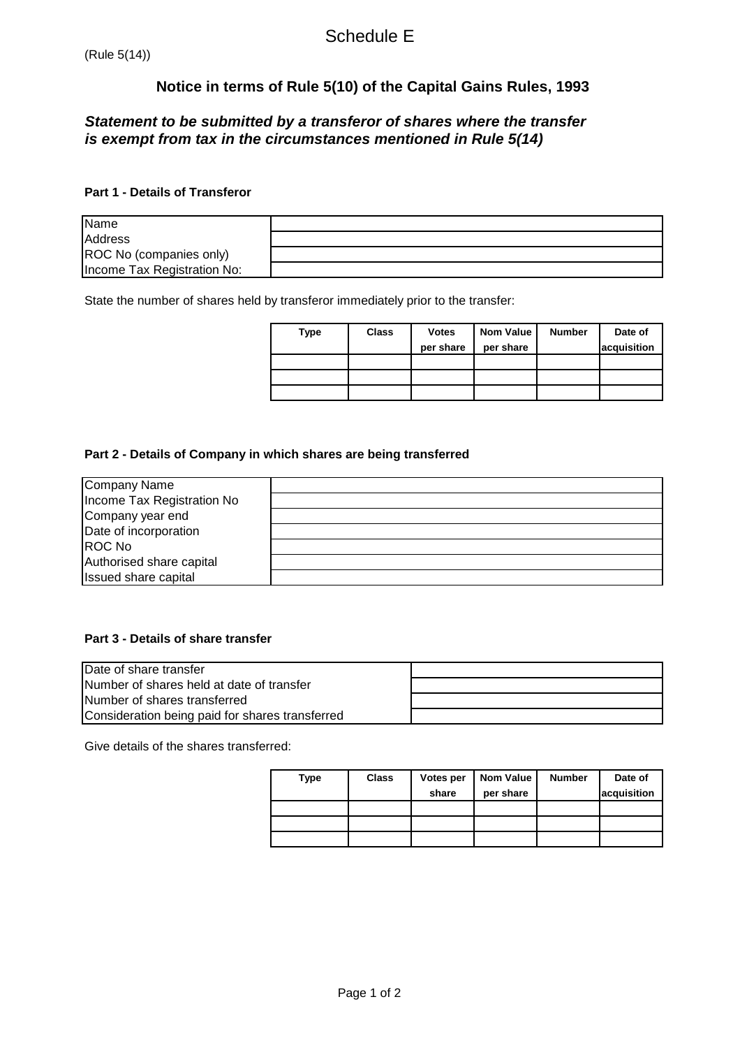# Schedule E

(Rule 5(14))

## Notice in terms of Rule 5(10) of the Capital Gains Rules, 1993

***Statement to be submitted by a transferor of shares where the transfer is exempt from tax in the circumstances mentioned in Rule 5(14)***

### Part 1 - Details of Transferor

| | |
|---|---|
| Name | |
| Address | |
| ROC No (companies only) | |
| Income Tax Registration No: | |

State the number of shares held by transferor immediately prior to the transfer:

| Type | Class | Votes per share | Nom Value per share | Number | Date of acquisition |
|---|---|---|---|---|---|
| | | | | | |
| | | | | | |
| | | | | | |

### Part 2 - Details of Company in which shares are being transferred

| | |
|---|---|
| Company Name | |
| Income Tax Registration No | |
| Company year end | |
| Date of incorporation | |
| ROC No | |
| Authorised share capital | |
| Issued share capital | |

### Part 3 - Details of share transfer

| | |
|---|---|
| Date of share transfer | |
| Number of shares held at date of transfer | |
| Number of shares transferred | |
| Consideration being paid for shares transferred | |

Give details of the shares transferred:

| Type | Class | Votes per share | Nom Value per share | Number | Date of acquisition |
|---|---|---|---|---|---|
| | | | | | |
| | | | | | |
| | | | | | |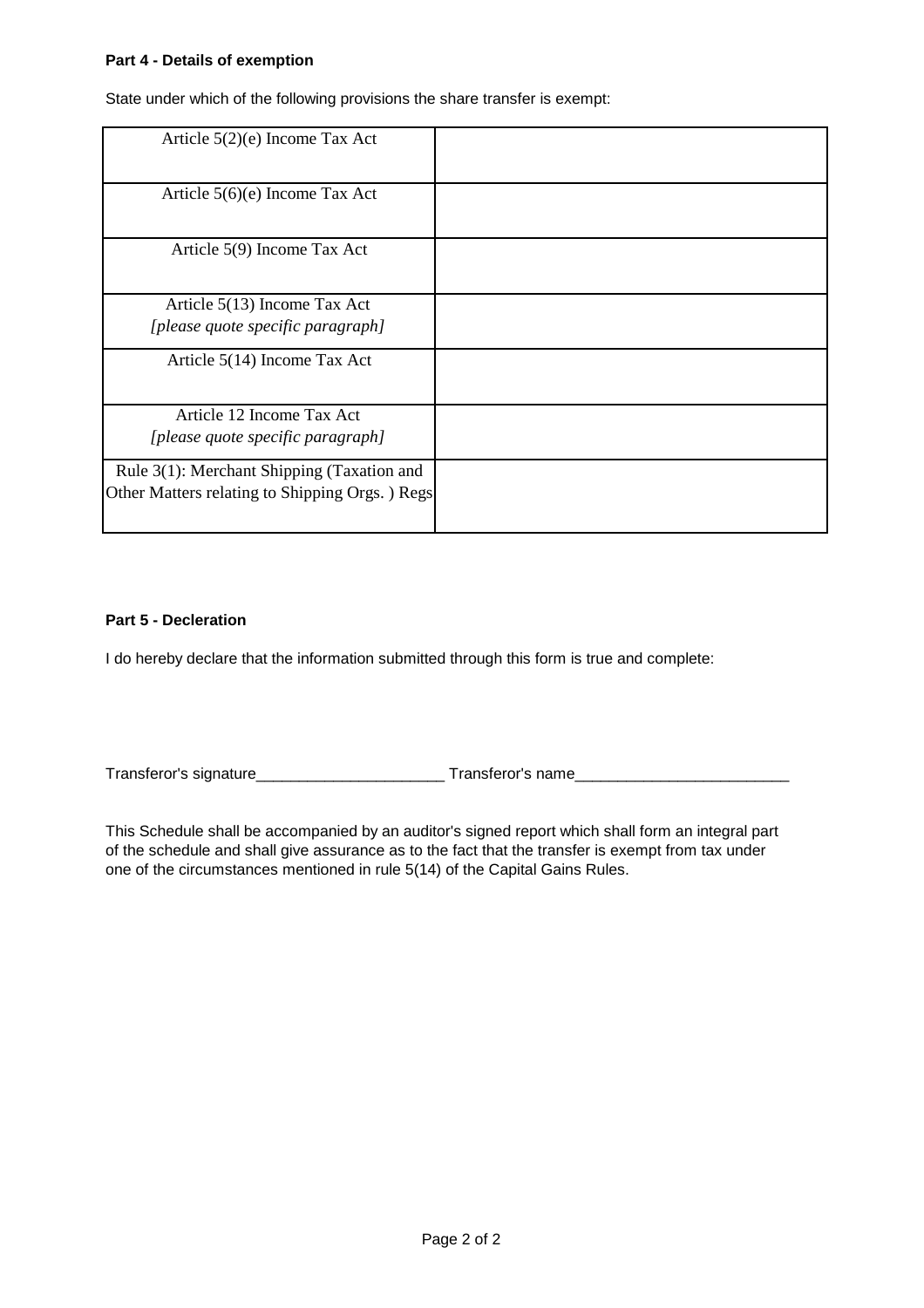**Part 4 - Details of exemption**

State under which of the following provisions the share transfer is exempt:

| | |
|---|---|
| Article 5(2)(e) Income Tax Act | |
| Article 5(6)(e) Income Tax Act | |
| Article 5(9) Income Tax Act | |
| Article 5(13) Income Tax Act *[please quote specific paragraph]* | |
| Article 5(14) Income Tax Act | |
| Article 12 Income Tax Act *[please quote specific paragraph]* | |
| Rule 3(1): Merchant Shipping (Taxation and Other Matters relating to Shipping Orgs. ) Regs | |

**Part 5 - Decleration**

I do hereby declare that the information submitted through this form is true and complete:

Transferor's signature______________________ Transferor's name_________________________

This Schedule shall be accompanied by an auditor's signed report which shall form an integral part of the schedule and shall give assurance as to the fact that the transfer is exempt from tax under one of the circumstances mentioned in rule 5(14) of the Capital Gains Rules.